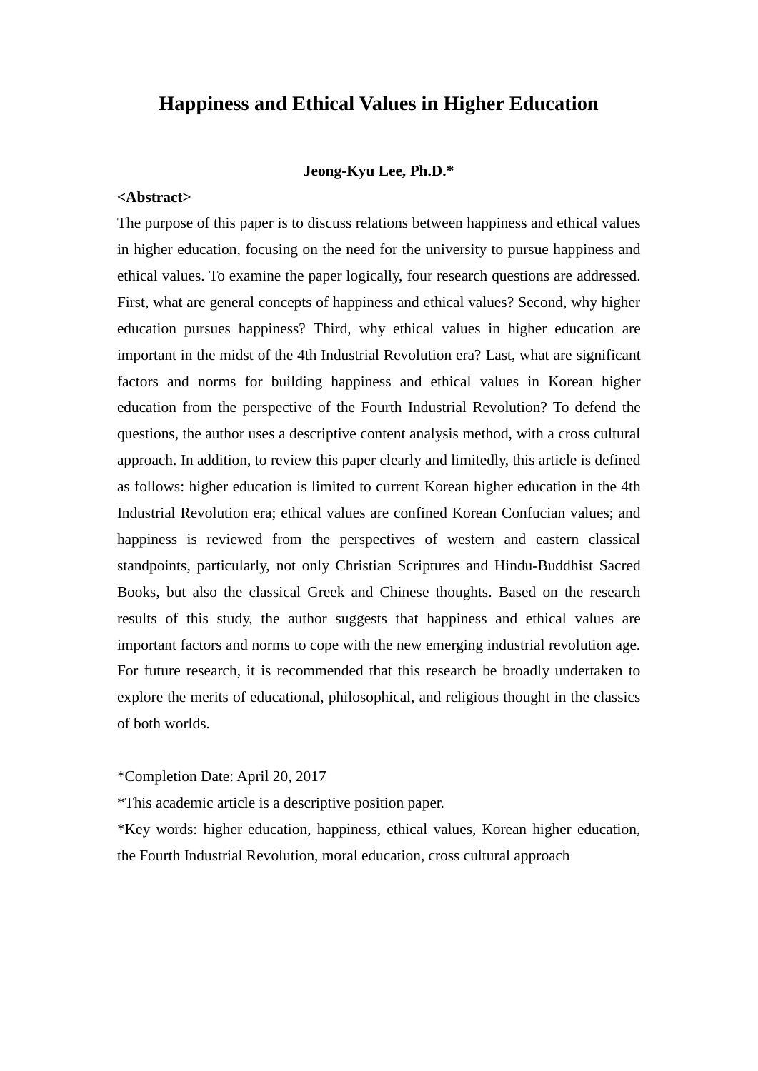# Happiness and Ethical Values in Higher Education

**Jeong-Kyu Lee, Ph.D.***

**<Abstract>**

The purpose of this paper is to discuss relations between happiness and ethical values in higher education, focusing on the need for the university to pursue happiness and ethical values. To examine the paper logically, four research questions are addressed. First, what are general concepts of happiness and ethical values? Second, why higher education pursues happiness? Third, why ethical values in higher education are important in the midst of the 4th Industrial Revolution era? Last, what are significant factors and norms for building happiness and ethical values in Korean higher education from the perspective of the Fourth Industrial Revolution? To defend the questions, the author uses a descriptive content analysis method, with a cross cultural approach. In addition, to review this paper clearly and limitedly, this article is defined as follows: higher education is limited to current Korean higher education in the 4th Industrial Revolution era; ethical values are confined Korean Confucian values; and happiness is reviewed from the perspectives of western and eastern classical standpoints, particularly, not only Christian Scriptures and Hindu-Buddhist Sacred Books, but also the classical Greek and Chinese thoughts. Based on the research results of this study, the author suggests that happiness and ethical values are important factors and norms to cope with the new emerging industrial revolution age. For future research, it is recommended that this research be broadly undertaken to explore the merits of educational, philosophical, and religious thought in the classics of both worlds.

*Completion Date: April 20, 2017

*This academic article is a descriptive position paper.

*Key words: higher education, happiness, ethical values, Korean higher education, the Fourth Industrial Revolution, moral education, cross cultural approach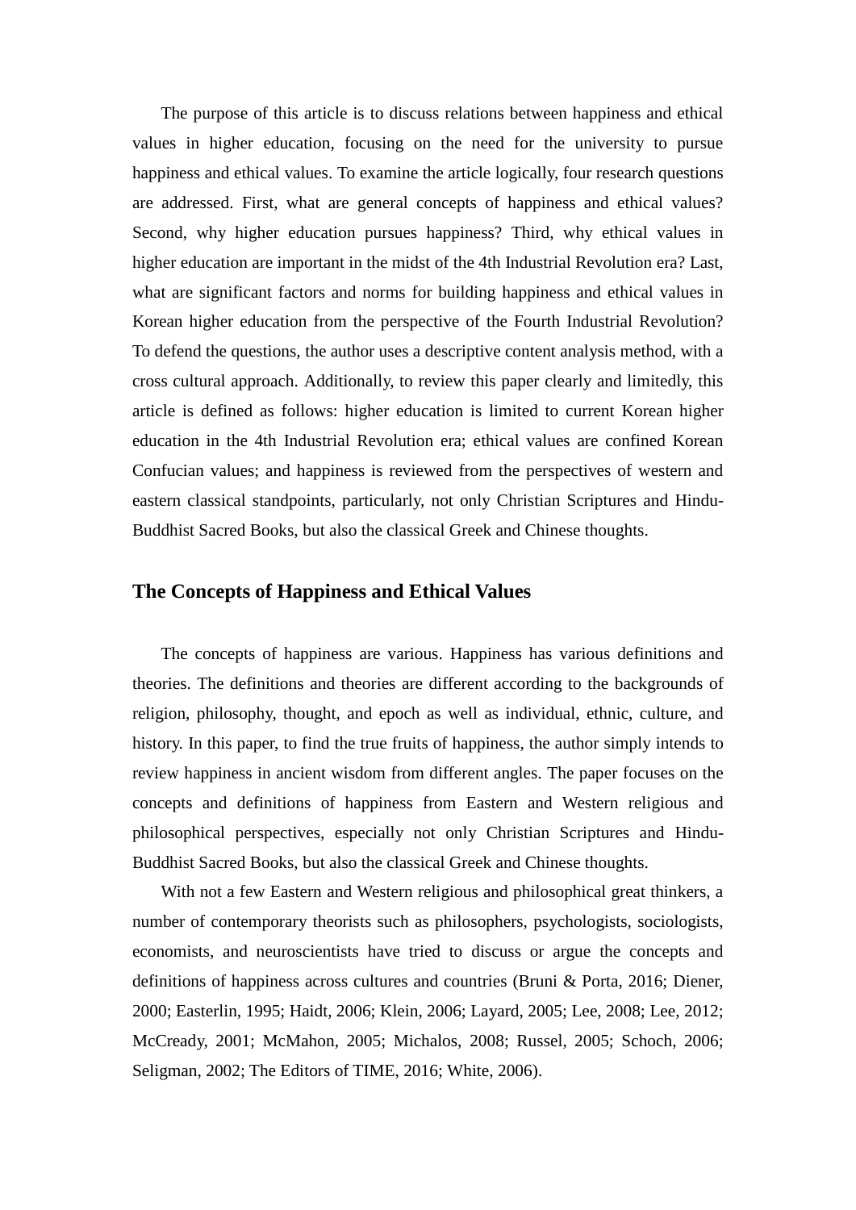The purpose of this article is to discuss relations between happiness and ethical values in higher education, focusing on the need for the university to pursue happiness and ethical values. To examine the article logically, four research questions are addressed. First, what are general concepts of happiness and ethical values? Second, why higher education pursues happiness? Third, why ethical values in higher education are important in the midst of the 4th Industrial Revolution era? Last, what are significant factors and norms for building happiness and ethical values in Korean higher education from the perspective of the Fourth Industrial Revolution? To defend the questions, the author uses a descriptive content analysis method, with a cross cultural approach. Additionally, to review this paper clearly and limitedly, this article is defined as follows: higher education is limited to current Korean higher education in the 4th Industrial Revolution era; ethical values are confined Korean Confucian values; and happiness is reviewed from the perspectives of western and eastern classical standpoints, particularly, not only Christian Scriptures and Hindu-Buddhist Sacred Books, but also the classical Greek and Chinese thoughts.

## The Concepts of Happiness and Ethical Values

The concepts of happiness are various. Happiness has various definitions and theories. The definitions and theories are different according to the backgrounds of religion, philosophy, thought, and epoch as well as individual, ethnic, culture, and history. In this paper, to find the true fruits of happiness, the author simply intends to review happiness in ancient wisdom from different angles. The paper focuses on the concepts and definitions of happiness from Eastern and Western religious and philosophical perspectives, especially not only Christian Scriptures and Hindu-Buddhist Sacred Books, but also the classical Greek and Chinese thoughts.

With not a few Eastern and Western religious and philosophical great thinkers, a number of contemporary theorists such as philosophers, psychologists, sociologists, economists, and neuroscientists have tried to discuss or argue the concepts and definitions of happiness across cultures and countries (Bruni & Porta, 2016; Diener, 2000; Easterlin, 1995; Haidt, 2006; Klein, 2006; Layard, 2005; Lee, 2008; Lee, 2012; McCready, 2001; McMahon, 2005; Michalos, 2008; Russel, 2005; Schoch, 2006; Seligman, 2002; The Editors of TIME, 2016; White, 2006).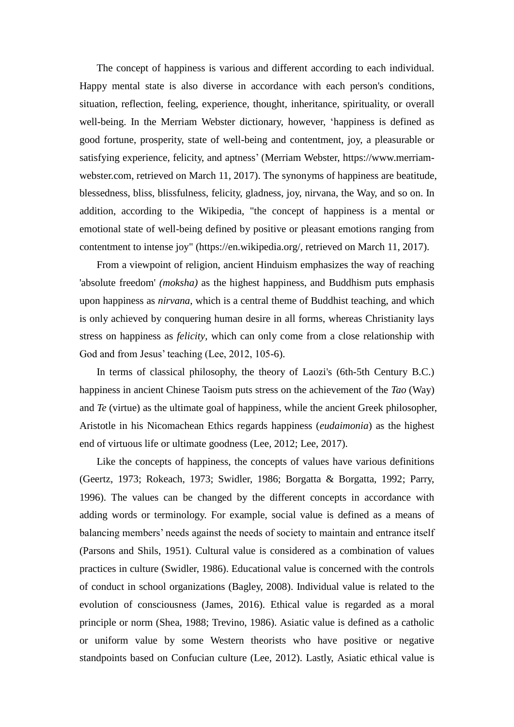The concept of happiness is various and different according to each individual. Happy mental state is also diverse in accordance with each person's conditions, situation, reflection, feeling, experience, thought, inheritance, spirituality, or overall well-being. In the Merriam Webster dictionary, however, 'happiness is defined as good fortune, prosperity, state of well-being and contentment, joy, a pleasurable or satisfying experience, felicity, and aptness' (Merriam Webster, https://www.merriam-webster.com, retrieved on March 11, 2017). The synonyms of happiness are beatitude, blessedness, bliss, blissfulness, felicity, gladness, joy, nirvana, the Way, and so on. In addition, according to the Wikipedia, "the concept of happiness is a mental or emotional state of well-being defined by positive or pleasant emotions ranging from contentment to intense joy" (https://en.wikipedia.org/, retrieved on March 11, 2017).

From a viewpoint of religion, ancient Hinduism emphasizes the way of reaching 'absolute freedom' *(moksha)* as the highest happiness, and Buddhism puts emphasis upon happiness as *nirvana*, which is a central theme of Buddhist teaching, and which is only achieved by conquering human desire in all forms, whereas Christianity lays stress on happiness as *felicity*, which can only come from a close relationship with God and from Jesus' teaching (Lee, 2012, 105-6).

In terms of classical philosophy, the theory of Laozi's (6th-5th Century B.C.) happiness in ancient Chinese Taoism puts stress on the achievement of the *Tao* (Way) and *Te* (virtue) as the ultimate goal of happiness, while the ancient Greek philosopher, Aristotle in his Nicomachean Ethics regards happiness (*eudaimonia*) as the highest end of virtuous life or ultimate goodness (Lee, 2012; Lee, 2017).

Like the concepts of happiness, the concepts of values have various definitions (Geertz, 1973; Rokeach, 1973; Swidler, 1986; Borgatta & Borgatta, 1992; Parry, 1996). The values can be changed by the different concepts in accordance with adding words or terminology. For example, social value is defined as a means of balancing members' needs against the needs of society to maintain and entrance itself (Parsons and Shils, 1951). Cultural value is considered as a combination of values practices in culture (Swidler, 1986). Educational value is concerned with the controls of conduct in school organizations (Bagley, 2008). Individual value is related to the evolution of consciousness (James, 2016). Ethical value is regarded as a moral principle or norm (Shea, 1988; Trevino, 1986). Asiatic value is defined as a catholic or uniform value by some Western theorists who have positive or negative standpoints based on Confucian culture (Lee, 2012). Lastly, Asiatic ethical value is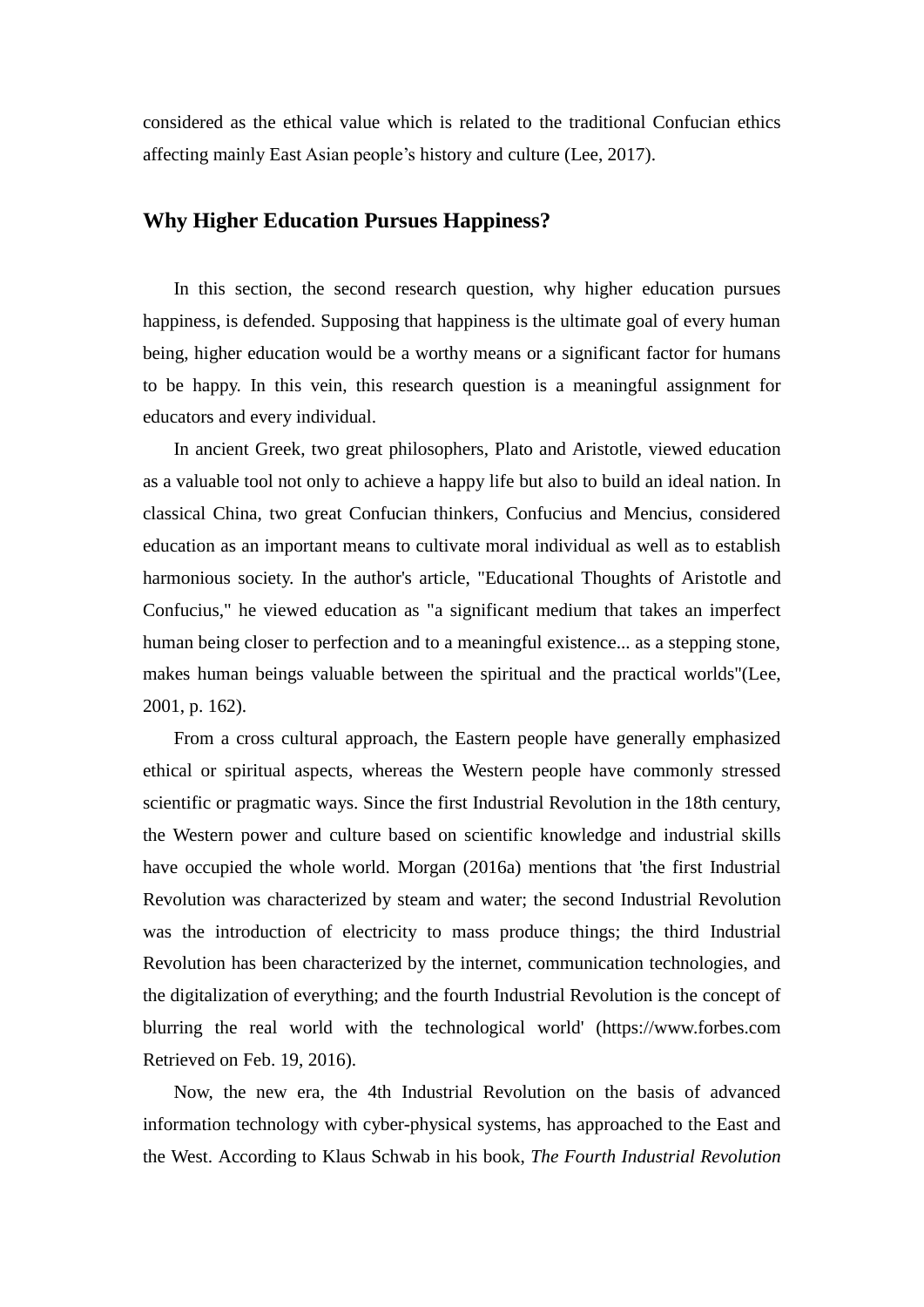considered as the ethical value which is related to the traditional Confucian ethics affecting mainly East Asian people's history and culture (Lee, 2017).

## Why Higher Education Pursues Happiness?

In this section, the second research question, why higher education pursues happiness, is defended. Supposing that happiness is the ultimate goal of every human being, higher education would be a worthy means or a significant factor for humans to be happy. In this vein, this research question is a meaningful assignment for educators and every individual.

In ancient Greek, two great philosophers, Plato and Aristotle, viewed education as a valuable tool not only to achieve a happy life but also to build an ideal nation. In classical China, two great Confucian thinkers, Confucius and Mencius, considered education as an important means to cultivate moral individual as well as to establish harmonious society. In the author's article, "Educational Thoughts of Aristotle and Confucius," he viewed education as "a significant medium that takes an imperfect human being closer to perfection and to a meaningful existence... as a stepping stone, makes human beings valuable between the spiritual and the practical worlds"(Lee, 2001, p. 162).

From a cross cultural approach, the Eastern people have generally emphasized ethical or spiritual aspects, whereas the Western people have commonly stressed scientific or pragmatic ways. Since the first Industrial Revolution in the 18th century, the Western power and culture based on scientific knowledge and industrial skills have occupied the whole world. Morgan (2016a) mentions that 'the first Industrial Revolution was characterized by steam and water; the second Industrial Revolution was the introduction of electricity to mass produce things; the third Industrial Revolution has been characterized by the internet, communication technologies, and the digitalization of everything; and the fourth Industrial Revolution is the concept of blurring the real world with the technological world' (https://www.forbes.com Retrieved on Feb. 19, 2016).

Now, the new era, the 4th Industrial Revolution on the basis of advanced information technology with cyber-physical systems, has approached to the East and the West. According to Klaus Schwab in his book, *The Fourth Industrial Revolution*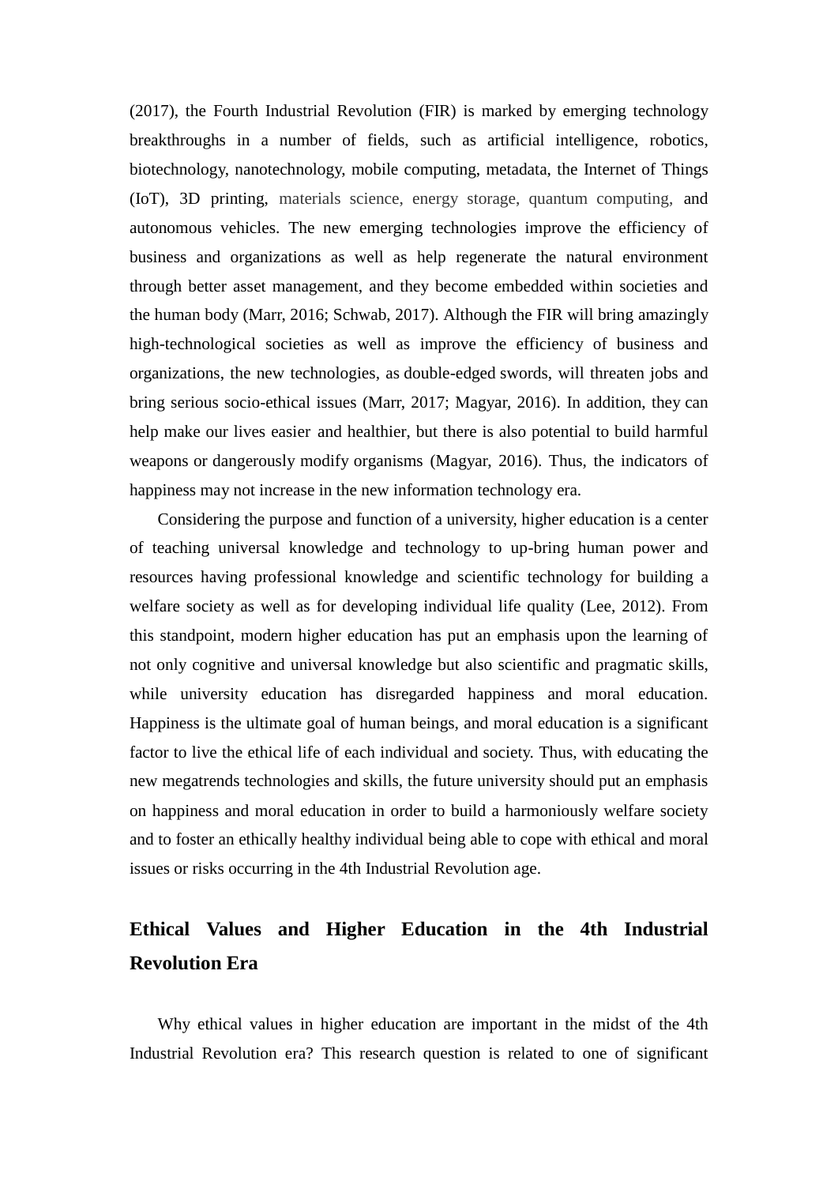(2017), the Fourth Industrial Revolution (FIR) is marked by emerging technology breakthroughs in a number of fields, such as artificial intelligence, robotics, biotechnology, nanotechnology, mobile computing, metadata, the Internet of Things (IoT), 3D printing, materials science, energy storage, quantum computing, and autonomous vehicles. The new emerging technologies improve the efficiency of business and organizations as well as help regenerate the natural environment through better asset management, and they become embedded within societies and the human body (Marr, 2016; Schwab, 2017). Although the FIR will bring amazingly high-technological societies as well as improve the efficiency of business and organizations, the new technologies, as double-edged swords, will threaten jobs and bring serious socio-ethical issues (Marr, 2017; Magyar, 2016). In addition, they can help make our lives easier and healthier, but there is also potential to build harmful weapons or dangerously modify organisms (Magyar, 2016). Thus, the indicators of happiness may not increase in the new information technology era.

Considering the purpose and function of a university, higher education is a center of teaching universal knowledge and technology to up-bring human power and resources having professional knowledge and scientific technology for building a welfare society as well as for developing individual life quality (Lee, 2012). From this standpoint, modern higher education has put an emphasis upon the learning of not only cognitive and universal knowledge but also scientific and pragmatic skills, while university education has disregarded happiness and moral education. Happiness is the ultimate goal of human beings, and moral education is a significant factor to live the ethical life of each individual and society. Thus, with educating the new megatrends technologies and skills, the future university should put an emphasis on happiness and moral education in order to build a harmoniously welfare society and to foster an ethically healthy individual being able to cope with ethical and moral issues or risks occurring in the 4th Industrial Revolution age.

## Ethical Values and Higher Education in the 4th Industrial Revolution Era

Why ethical values in higher education are important in the midst of the 4th Industrial Revolution era? This research question is related to one of significant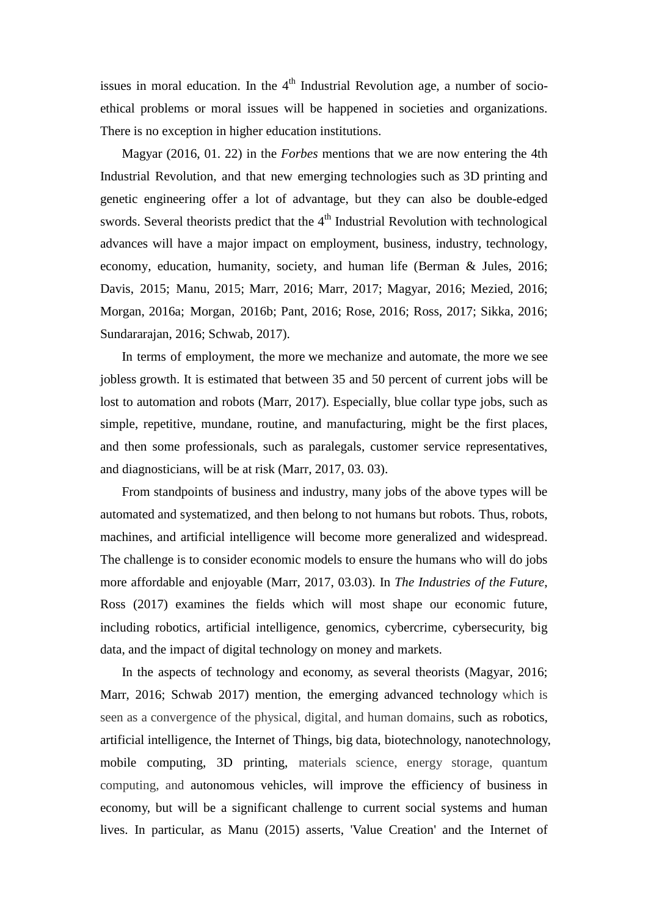issues in moral education. In the 4th Industrial Revolution age, a number of socio-ethical problems or moral issues will be happened in societies and organizations. There is no exception in higher education institutions.

Magyar (2016, 01. 22) in the *Forbes* mentions that we are now entering the 4th Industrial Revolution, and that new emerging technologies such as 3D printing and genetic engineering offer a lot of advantage, but they can also be double-edged swords. Several theorists predict that the 4th Industrial Revolution with technological advances will have a major impact on employment, business, industry, technology, economy, education, humanity, society, and human life (Berman & Jules, 2016; Davis, 2015; Manu, 2015; Marr, 2016; Marr, 2017; Magyar, 2016; Mezied, 2016; Morgan, 2016a; Morgan, 2016b; Pant, 2016; Rose, 2016; Ross, 2017; Sikka, 2016; Sundararajan, 2016; Schwab, 2017).

In terms of employment, the more we mechanize and automate, the more we see jobless growth. It is estimated that between 35 and 50 percent of current jobs will be lost to automation and robots (Marr, 2017). Especially, blue collar type jobs, such as simple, repetitive, mundane, routine, and manufacturing, might be the first places, and then some professionals, such as paralegals, customer service representatives, and diagnosticians, will be at risk (Marr, 2017, 03. 03).

From standpoints of business and industry, many jobs of the above types will be automated and systematized, and then belong to not humans but robots. Thus, robots, machines, and artificial intelligence will become more generalized and widespread. The challenge is to consider economic models to ensure the humans who will do jobs more affordable and enjoyable (Marr, 2017, 03.03). In *The Industries of the Future*, Ross (2017) examines the fields which will most shape our economic future, including robotics, artificial intelligence, genomics, cybercrime, cybersecurity, big data, and the impact of digital technology on money and markets.

In the aspects of technology and economy, as several theorists (Magyar, 2016; Marr, 2016; Schwab 2017) mention, the emerging advanced technology which is seen as a convergence of the physical, digital, and human domains, such as robotics, artificial intelligence, the Internet of Things, big data, biotechnology, nanotechnology, mobile computing, 3D printing, materials science, energy storage, quantum computing, and autonomous vehicles, will improve the efficiency of business in economy, but will be a significant challenge to current social systems and human lives. In particular, as Manu (2015) asserts, 'Value Creation' and the Internet of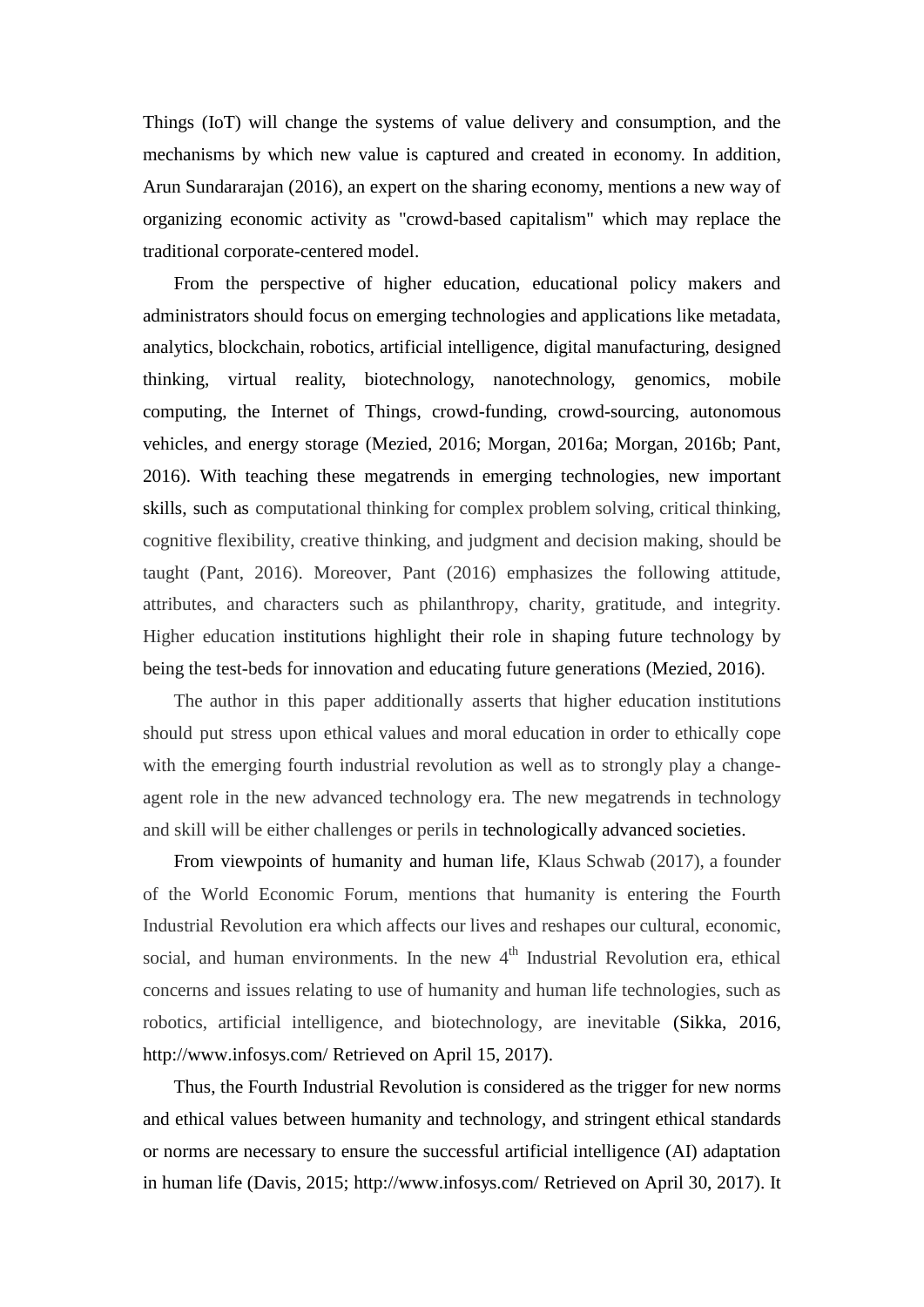Things (IoT) will change the systems of value delivery and consumption, and the mechanisms by which new value is captured and created in economy. In addition, Arun Sundararajan (2016), an expert on the sharing economy, mentions a new way of organizing economic activity as "crowd-based capitalism" which may replace the traditional corporate-centered model.

From the perspective of higher education, educational policy makers and administrators should focus on emerging technologies and applications like metadata, analytics, blockchain, robotics, artificial intelligence, digital manufacturing, designed thinking, virtual reality, biotechnology, nanotechnology, genomics, mobile computing, the Internet of Things, crowd-funding, crowd-sourcing, autonomous vehicles, and energy storage (Mezied, 2016; Morgan, 2016a; Morgan, 2016b; Pant, 2016). With teaching these megatrends in emerging technologies, new important skills, such as computational thinking for complex problem solving, critical thinking, cognitive flexibility, creative thinking, and judgment and decision making, should be taught (Pant, 2016). Moreover, Pant (2016) emphasizes the following attitude, attributes, and characters such as philanthropy, charity, gratitude, and integrity. Higher education institutions highlight their role in shaping future technology by being the test-beds for innovation and educating future generations (Mezied, 2016).

The author in this paper additionally asserts that higher education institutions should put stress upon ethical values and moral education in order to ethically cope with the emerging fourth industrial revolution as well as to strongly play a change-agent role in the new advanced technology era. The new megatrends in technology and skill will be either challenges or perils in technologically advanced societies.

From viewpoints of humanity and human life, Klaus Schwab (2017), a founder of the World Economic Forum, mentions that humanity is entering the Fourth Industrial Revolution era which affects our lives and reshapes our cultural, economic, social, and human environments. In the new 4th Industrial Revolution era, ethical concerns and issues relating to use of humanity and human life technologies, such as robotics, artificial intelligence, and biotechnology, are inevitable (Sikka, 2016, http://www.infosys.com/ Retrieved on April 15, 2017).

Thus, the Fourth Industrial Revolution is considered as the trigger for new norms and ethical values between humanity and technology, and stringent ethical standards or norms are necessary to ensure the successful artificial intelligence (AI) adaptation in human life (Davis, 2015; http://www.infosys.com/ Retrieved on April 30, 2017). It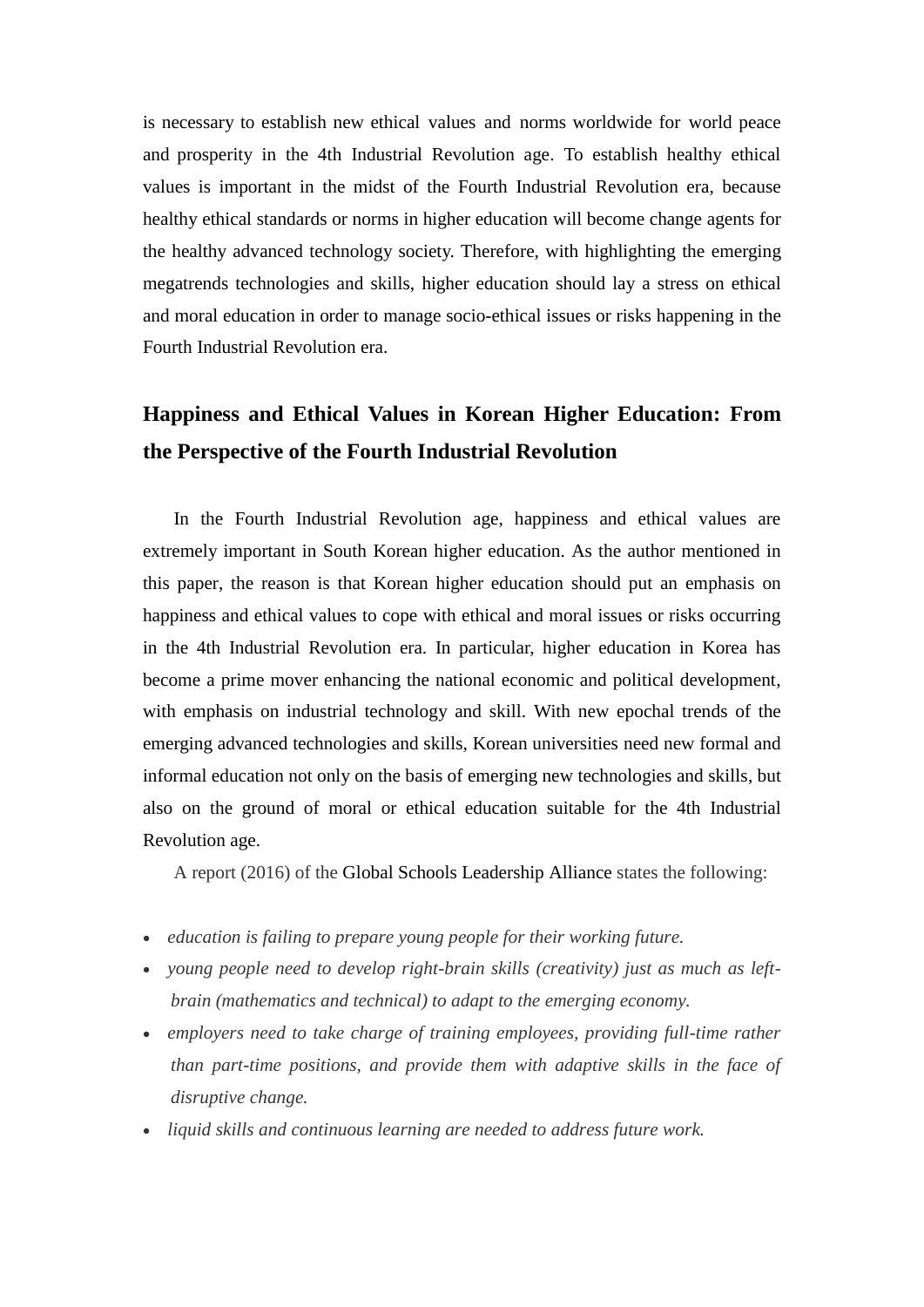is necessary to establish new ethical values and norms worldwide for world peace and prosperity in the 4th Industrial Revolution age. To establish healthy ethical values is important in the midst of the Fourth Industrial Revolution era, because healthy ethical standards or norms in higher education will become change agents for the healthy advanced technology society. Therefore, with highlighting the emerging megatrends technologies and skills, higher education should lay a stress on ethical and moral education in order to manage socio-ethical issues or risks happening in the Fourth Industrial Revolution era.

## Happiness and Ethical Values in Korean Higher Education: From the Perspective of the Fourth Industrial Revolution

In the Fourth Industrial Revolution age, happiness and ethical values are extremely important in South Korean higher education. As the author mentioned in this paper, the reason is that Korean higher education should put an emphasis on happiness and ethical values to cope with ethical and moral issues or risks occurring in the 4th Industrial Revolution era. In particular, higher education in Korea has become a prime mover enhancing the national economic and political development, with emphasis on industrial technology and skill. With new epochal trends of the emerging advanced technologies and skills, Korean universities need new formal and informal education not only on the basis of emerging new technologies and skills, but also on the ground of moral or ethical education suitable for the 4th Industrial Revolution age.

A report (2016) of the Global Schools Leadership Alliance states the following:

- *education is failing to prepare young people for their working future.*
- *young people need to develop right-brain skills (creativity) just as much as left-brain (mathematics and technical) to adapt to the emerging economy.*
- *employers need to take charge of training employees, providing full-time rather than part-time positions, and provide them with adaptive skills in the face of disruptive change.*
- *liquid skills and continuous learning are needed to address future work.*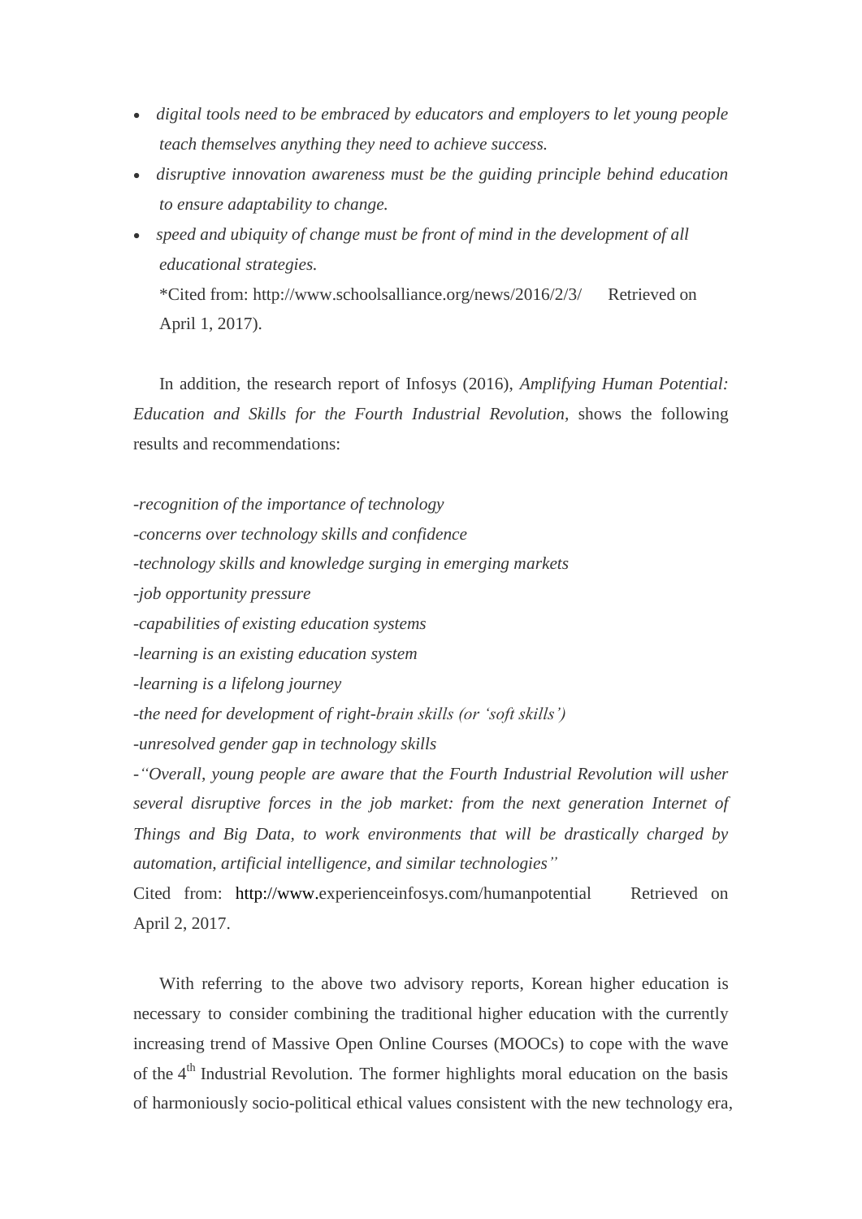- *digital tools need to be embraced by educators and employers to let young people teach themselves anything they need to achieve success.*
- *disruptive innovation awareness must be the guiding principle behind education to ensure adaptability to change.*
- *speed and ubiquity of change must be front of mind in the development of all educational strategies.*

  *Cited from: http://www.schoolsalliance.org/news/2016/2/3/ Retrieved on April 1, 2017).

In addition, the research report of Infosys (2016), *Amplifying Human Potential: Education and Skills for the Fourth Industrial Revolution*, shows the following results and recommendations:

*-recognition of the importance of technology*
*-concerns over technology skills and confidence*
*-technology skills and knowledge surging in emerging markets*
*-job opportunity pressure*
*-capabilities of existing education systems*
*-learning is an existing education system*
*-learning is a lifelong journey*
*-the need for development of right-brain skills (or 'soft skills')*
*-unresolved gender gap in technology skills*
*-"Overall, young people are aware that the Fourth Industrial Revolution will usher several disruptive forces in the job market: from the next generation Internet of Things and Big Data, to work environments that will be drastically charged by automation, artificial intelligence, and similar technologies"*
Cited from: http://www.experienceinfosys.com/humanpotential Retrieved on April 2, 2017.

With referring to the above two advisory reports, Korean higher education is necessary to consider combining the traditional higher education with the currently increasing trend of Massive Open Online Courses (MOOCs) to cope with the wave of the 4th Industrial Revolution. The former highlights moral education on the basis of harmoniously socio-political ethical values consistent with the new technology era,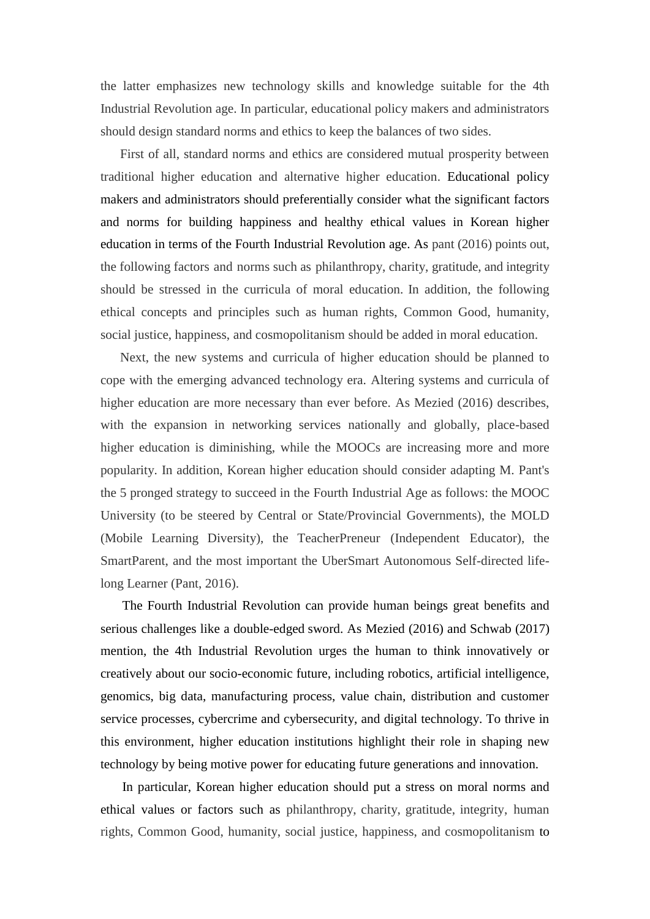the latter emphasizes new technology skills and knowledge suitable for the 4th Industrial Revolution age. In particular, educational policy makers and administrators should design standard norms and ethics to keep the balances of two sides.

First of all, standard norms and ethics are considered mutual prosperity between traditional higher education and alternative higher education. Educational policy makers and administrators should preferentially consider what the significant factors and norms for building happiness and healthy ethical values in Korean higher education in terms of the Fourth Industrial Revolution age. As pant (2016) points out, the following factors and norms such as philanthropy, charity, gratitude, and integrity should be stressed in the curricula of moral education. In addition, the following ethical concepts and principles such as human rights, Common Good, humanity, social justice, happiness, and cosmopolitanism should be added in moral education.

Next, the new systems and curricula of higher education should be planned to cope with the emerging advanced technology era. Altering systems and curricula of higher education are more necessary than ever before. As Mezied (2016) describes, with the expansion in networking services nationally and globally, place-based higher education is diminishing, while the MOOCs are increasing more and more popularity. In addition, Korean higher education should consider adapting M. Pant's the 5 pronged strategy to succeed in the Fourth Industrial Age as follows: the MOOC University (to be steered by Central or State/Provincial Governments), the MOLD (Mobile Learning Diversity), the TeacherPreneur (Independent Educator), the SmartParent, and the most important the UberSmart Autonomous Self-directed life-long Learner (Pant, 2016).

The Fourth Industrial Revolution can provide human beings great benefits and serious challenges like a double-edged sword. As Mezied (2016) and Schwab (2017) mention, the 4th Industrial Revolution urges the human to think innovatively or creatively about our socio-economic future, including robotics, artificial intelligence, genomics, big data, manufacturing process, value chain, distribution and customer service processes, cybercrime and cybersecurity, and digital technology. To thrive in this environment, higher education institutions highlight their role in shaping new technology by being motive power for educating future generations and innovation.

In particular, Korean higher education should put a stress on moral norms and ethical values or factors such as philanthropy, charity, gratitude, integrity, human rights, Common Good, humanity, social justice, happiness, and cosmopolitanism to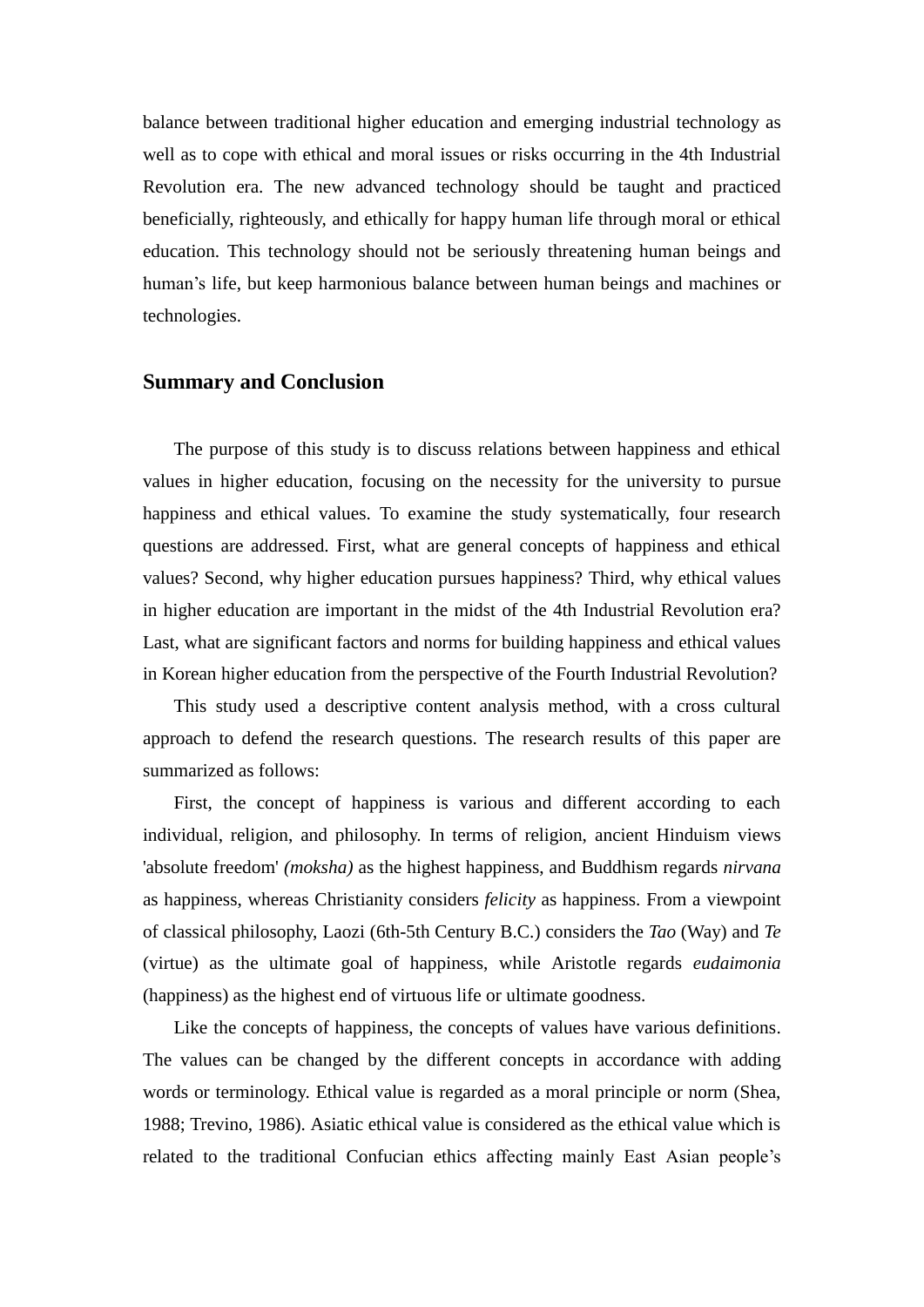balance between traditional higher education and emerging industrial technology as well as to cope with ethical and moral issues or risks occurring in the 4th Industrial Revolution era. The new advanced technology should be taught and practiced beneficially, righteously, and ethically for happy human life through moral or ethical education. This technology should not be seriously threatening human beings and human's life, but keep harmonious balance between human beings and machines or technologies.

## Summary and Conclusion

The purpose of this study is to discuss relations between happiness and ethical values in higher education, focusing on the necessity for the university to pursue happiness and ethical values. To examine the study systematically, four research questions are addressed. First, what are general concepts of happiness and ethical values? Second, why higher education pursues happiness? Third, why ethical values in higher education are important in the midst of the 4th Industrial Revolution era? Last, what are significant factors and norms for building happiness and ethical values in Korean higher education from the perspective of the Fourth Industrial Revolution?

This study used a descriptive content analysis method, with a cross cultural approach to defend the research questions. The research results of this paper are summarized as follows:

First, the concept of happiness is various and different according to each individual, religion, and philosophy. In terms of religion, ancient Hinduism views 'absolute freedom' *(moksha)* as the highest happiness, and Buddhism regards *nirvana* as happiness, whereas Christianity considers *felicity* as happiness. From a viewpoint of classical philosophy, Laozi (6th-5th Century B.C.) considers the *Tao* (Way) and *Te* (virtue) as the ultimate goal of happiness, while Aristotle regards *eudaimonia* (happiness) as the highest end of virtuous life or ultimate goodness.

Like the concepts of happiness, the concepts of values have various definitions. The values can be changed by the different concepts in accordance with adding words or terminology. Ethical value is regarded as a moral principle or norm (Shea, 1988; Trevino, 1986). Asiatic ethical value is considered as the ethical value which is related to the traditional Confucian ethics affecting mainly East Asian people's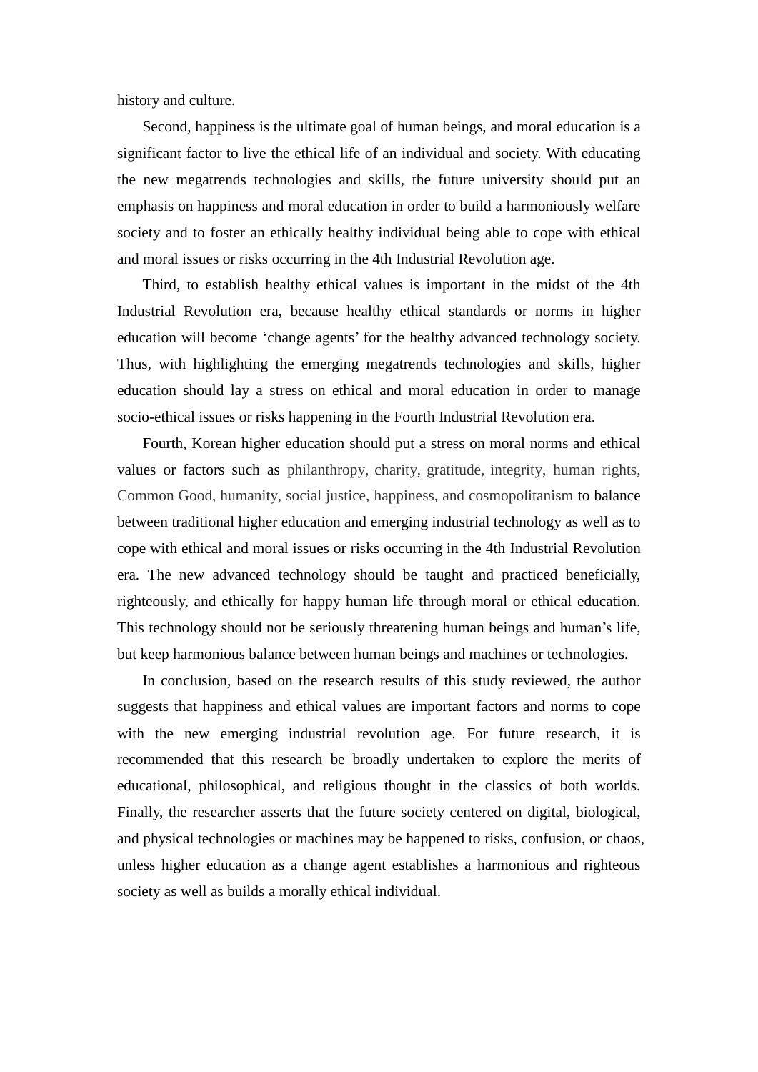history and culture.

Second, happiness is the ultimate goal of human beings, and moral education is a significant factor to live the ethical life of an individual and society. With educating the new megatrends technologies and skills, the future university should put an emphasis on happiness and moral education in order to build a harmoniously welfare society and to foster an ethically healthy individual being able to cope with ethical and moral issues or risks occurring in the 4th Industrial Revolution age.

Third, to establish healthy ethical values is important in the midst of the 4th Industrial Revolution era, because healthy ethical standards or norms in higher education will become ‘change agents’ for the healthy advanced technology society. Thus, with highlighting the emerging megatrends technologies and skills, higher education should lay a stress on ethical and moral education in order to manage socio-ethical issues or risks happening in the Fourth Industrial Revolution era.

Fourth, Korean higher education should put a stress on moral norms and ethical values or factors such as philanthropy, charity, gratitude, integrity, human rights, Common Good, humanity, social justice, happiness, and cosmopolitanism to balance between traditional higher education and emerging industrial technology as well as to cope with ethical and moral issues or risks occurring in the 4th Industrial Revolution era. The new advanced technology should be taught and practiced beneficially, righteously, and ethically for happy human life through moral or ethical education. This technology should not be seriously threatening human beings and human’s life, but keep harmonious balance between human beings and machines or technologies.

In conclusion, based on the research results of this study reviewed, the author suggests that happiness and ethical values are important factors and norms to cope with the new emerging industrial revolution age. For future research, it is recommended that this research be broadly undertaken to explore the merits of educational, philosophical, and religious thought in the classics of both worlds. Finally, the researcher asserts that the future society centered on digital, biological, and physical technologies or machines may be happened to risks, confusion, or chaos, unless higher education as a change agent establishes a harmonious and righteous society as well as builds a morally ethical individual.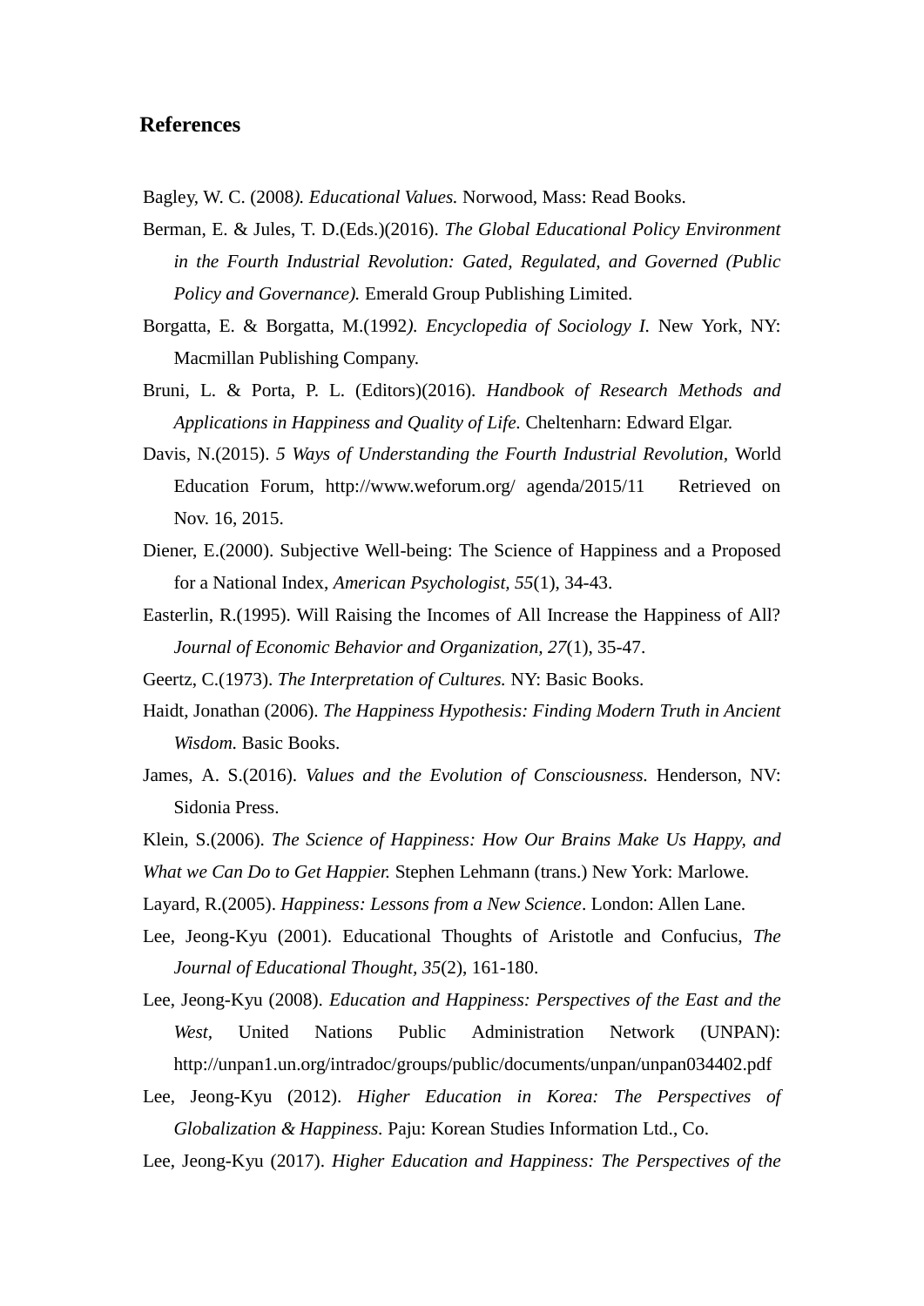## References

Bagley, W. C. (2008*). Educational Values.* Norwood, Mass: Read Books.

Berman, E. & Jules, T. D.(Eds.)(2016). *The Global Educational Policy Environment in the Fourth Industrial Revolution: Gated, Regulated, and Governed (Public Policy and Governance).* Emerald Group Publishing Limited.

Borgatta, E. & Borgatta, M.(1992*). Encyclopedia of Sociology I.* New York, NY: Macmillan Publishing Company.

Bruni, L. & Porta, P. L. (Editors)(2016). *Handbook of Research Methods and Applications in Happiness and Quality of Life.* Cheltenharn: Edward Elgar.

Davis, N.(2015). *5 Ways of Understanding the Fourth Industrial Revolution,* World Education Forum, http://www.weforum.org/ agenda/2015/11 Retrieved on Nov. 16, 2015.

Diener, E.(2000). Subjective Well-being: The Science of Happiness and a Proposed for a National Index, *American Psychologist, 55*(1), 34-43.

Easterlin, R.(1995). Will Raising the Incomes of All Increase the Happiness of All? *Journal of Economic Behavior and Organization, 27*(1), 35-47.

Geertz, C.(1973). *The Interpretation of Cultures.* NY: Basic Books.

Haidt, Jonathan (2006). *The Happiness Hypothesis: Finding Modern Truth in Ancient Wisdom.* Basic Books.

James, A. S.(2016). *Values and the Evolution of Consciousness.* Henderson, NV: Sidonia Press.

Klein, S.(2006). *The Science of Happiness: How Our Brains Make Us Happy, and What we Can Do to Get Happier.* Stephen Lehmann (trans.) New York: Marlowe.

Layard, R.(2005). *Happiness: Lessons from a New Science*. London: Allen Lane.

Lee, Jeong-Kyu (2001). Educational Thoughts of Aristotle and Confucius, *The Journal of Educational Thought, 35*(2), 161-180.

Lee, Jeong-Kyu (2008). *Education and Happiness: Perspectives of the East and the West,* United Nations Public Administration Network (UNPAN): http://unpan1.un.org/intradoc/groups/public/documents/unpan/unpan034402.pdf

Lee, Jeong-Kyu (2012). *Higher Education in Korea: The Perspectives of Globalization & Happiness.* Paju: Korean Studies Information Ltd., Co.

Lee, Jeong-Kyu (2017). *Higher Education and Happiness: The Perspectives of the*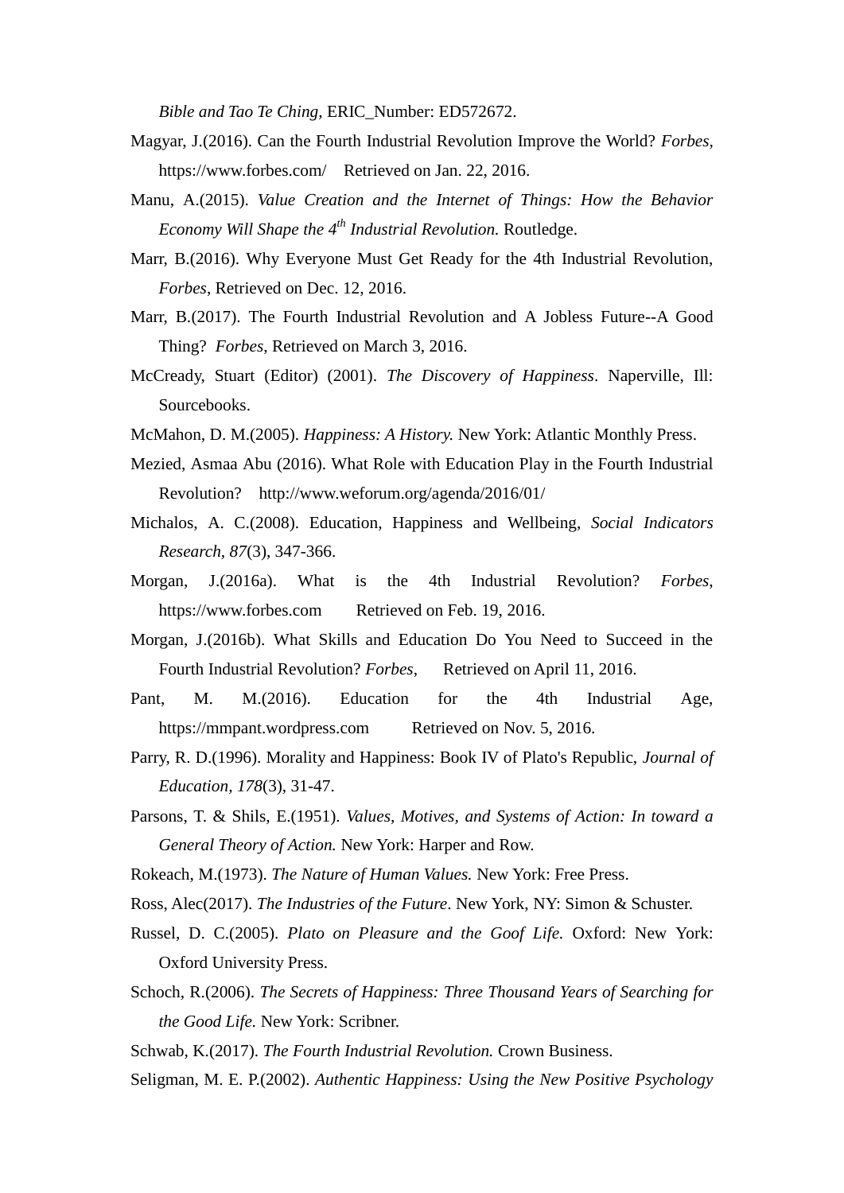*Bible and Tao Te Ching*, ERIC_Number: ED572672.

Magyar, J.(2016). Can the Fourth Industrial Revolution Improve the World? *Forbes*, https://www.forbes.com/ Retrieved on Jan. 22, 2016.

Manu, A.(2015). *Value Creation and the Internet of Things: How the Behavior Economy Will Shape the 4th Industrial Revolution.* Routledge.

Marr, B.(2016). Why Everyone Must Get Ready for the 4th Industrial Revolution, *Forbes*, Retrieved on Dec. 12, 2016.

Marr, B.(2017). The Fourth Industrial Revolution and A Jobless Future--A Good Thing? *Forbes*, Retrieved on March 3, 2016.

McCready, Stuart (Editor) (2001). *The Discovery of Happiness*. Naperville, Ill: Sourcebooks.

McMahon, D. M.(2005). *Happiness: A History.* New York: Atlantic Monthly Press.

Mezied, Asmaa Abu (2016). What Role with Education Play in the Fourth Industrial Revolution? http://www.weforum.org/agenda/2016/01/

Michalos, A. C.(2008). Education, Happiness and Wellbeing, *Social Indicators Research, 87*(3), 347-366.

Morgan, J.(2016a). What is the 4th Industrial Revolution? *Forbes*, https://www.forbes.com Retrieved on Feb. 19, 2016.

Morgan, J.(2016b). What Skills and Education Do You Need to Succeed in the Fourth Industrial Revolution? *Forbes*, Retrieved on April 11, 2016.

Pant, M. M.(2016). Education for the 4th Industrial Age, https://mmpant.wordpress.com Retrieved on Nov. 5, 2016.

Parry, R. D.(1996). Morality and Happiness: Book IV of Plato's Republic, *Journal of Education, 178*(3), 31-47.

Parsons, T. & Shils, E.(1951). *Values, Motives, and Systems of Action: In toward a General Theory of Action.* New York: Harper and Row.

Rokeach, M.(1973). *The Nature of Human Values.* New York: Free Press.

Ross, Alec(2017). *The Industries of the Future*. New York, NY: Simon & Schuster.

Russel, D. C.(2005). *Plato on Pleasure and the Goof Life.* Oxford: New York: Oxford University Press.

Schoch, R.(2006). *The Secrets of Happiness: Three Thousand Years of Searching for the Good Life.* New York: Scribner.

Schwab, K.(2017). *The Fourth Industrial Revolution.* Crown Business.

Seligman, M. E. P.(2002). *Authentic Happiness: Using the New Positive Psychology*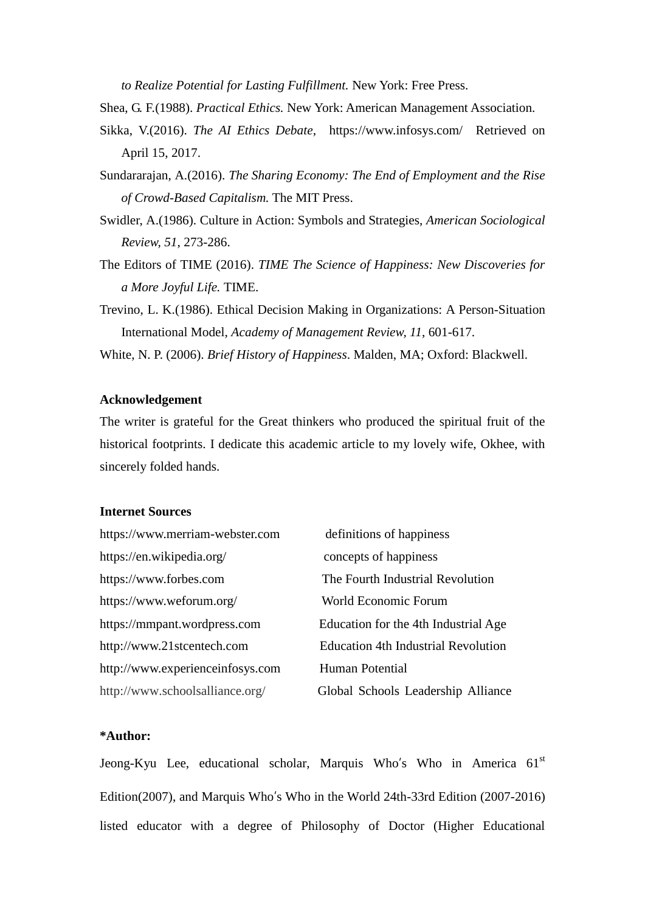*to Realize Potential for Lasting Fulfillment.* New York: Free Press.

Shea, G. F.(1988). *Practical Ethics.* New York: American Management Association.

Sikka, V.(2016). *The AI Ethics Debate*, https://www.infosys.com/ Retrieved on April 15, 2017.

Sundararajan, A.(2016). *The Sharing Economy: The End of Employment and the Rise of Crowd-Based Capitalism.* The MIT Press.

Swidler, A.(1986). Culture in Action: Symbols and Strategies, *American Sociological Review, 51*, 273-286.

The Editors of TIME (2016). *TIME The Science of Happiness: New Discoveries for a More Joyful Life.* TIME.

Trevino, L. K.(1986). Ethical Decision Making in Organizations: A Person-Situation International Model, *Academy of Management Review, 11*, 601-617.

White, N. P. (2006). *Brief History of Happiness*. Malden, MA; Oxford: Blackwell.

**Acknowledgement**

The writer is grateful for the Great thinkers who produced the spiritual fruit of the historical footprints. I dedicate this academic article to my lovely wife, Okhee, with sincerely folded hands.

**Internet Sources**

| | |
|---|---|
| https://www.merriam-webster.com | definitions of happiness |
| https://en.wikipedia.org/ | concepts of happiness |
| https://www.forbes.com | The Fourth Industrial Revolution |
| https://www.weforum.org/ | World Economic Forum |
| https://mmpant.wordpress.com | Education for the 4th Industrial Age |
| http://www.21stcentech.com | Education 4th Industrial Revolution |
| http://www.experienceinfosys.com | Human Potential |
| http://www.schoolsalliance.org/ | Global Schools Leadership Alliance |

**\*Author:**

Jeong-Kyu Lee, educational scholar, Marquis Who′s Who in America 61st Edition(2007), and Marquis Who′s Who in the World 24th-33rd Edition (2007-2016) listed educator with a degree of Philosophy of Doctor (Higher Educational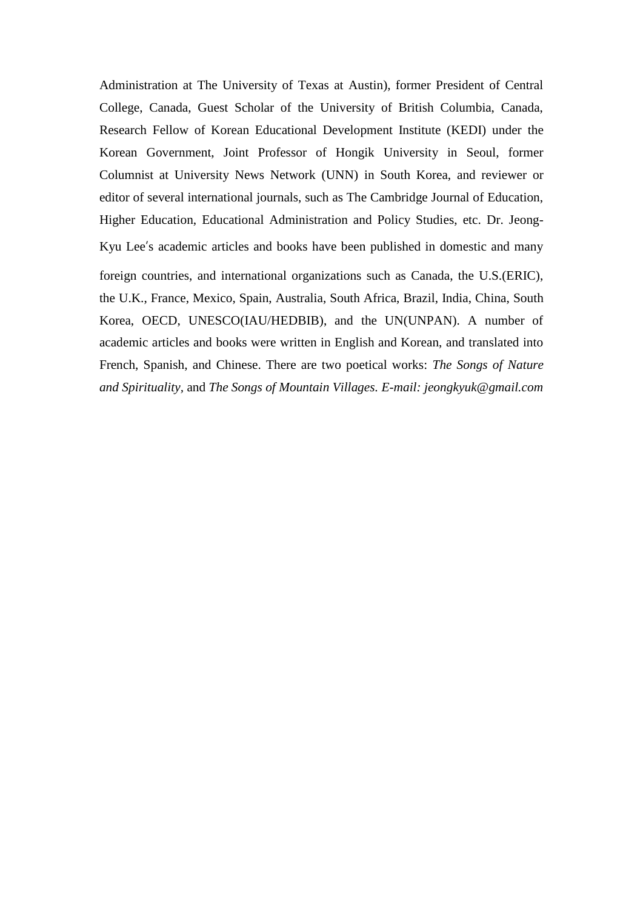Administration at The University of Texas at Austin), former President of Central College, Canada, Guest Scholar of the University of British Columbia, Canada, Research Fellow of Korean Educational Development Institute (KEDI) under the Korean Government, Joint Professor of Hongik University in Seoul, former Columnist at University News Network (UNN) in South Korea, and reviewer or editor of several international journals, such as The Cambridge Journal of Education, Higher Education, Educational Administration and Policy Studies, etc. Dr. Jeong-Kyu Lee′s academic articles and books have been published in domestic and many foreign countries, and international organizations such as Canada, the U.S.(ERIC), the U.K., France, Mexico, Spain, Australia, South Africa, Brazil, India, China, South Korea, OECD, UNESCO(IAU/HEDBIB), and the UN(UNPAN). A number of academic articles and books were written in English and Korean, and translated into French, Spanish, and Chinese. There are two poetical works: *The Songs of Nature and Spirituality*, and *The Songs of Mountain Villages. E-mail: jeongkyuk@gmail.com*